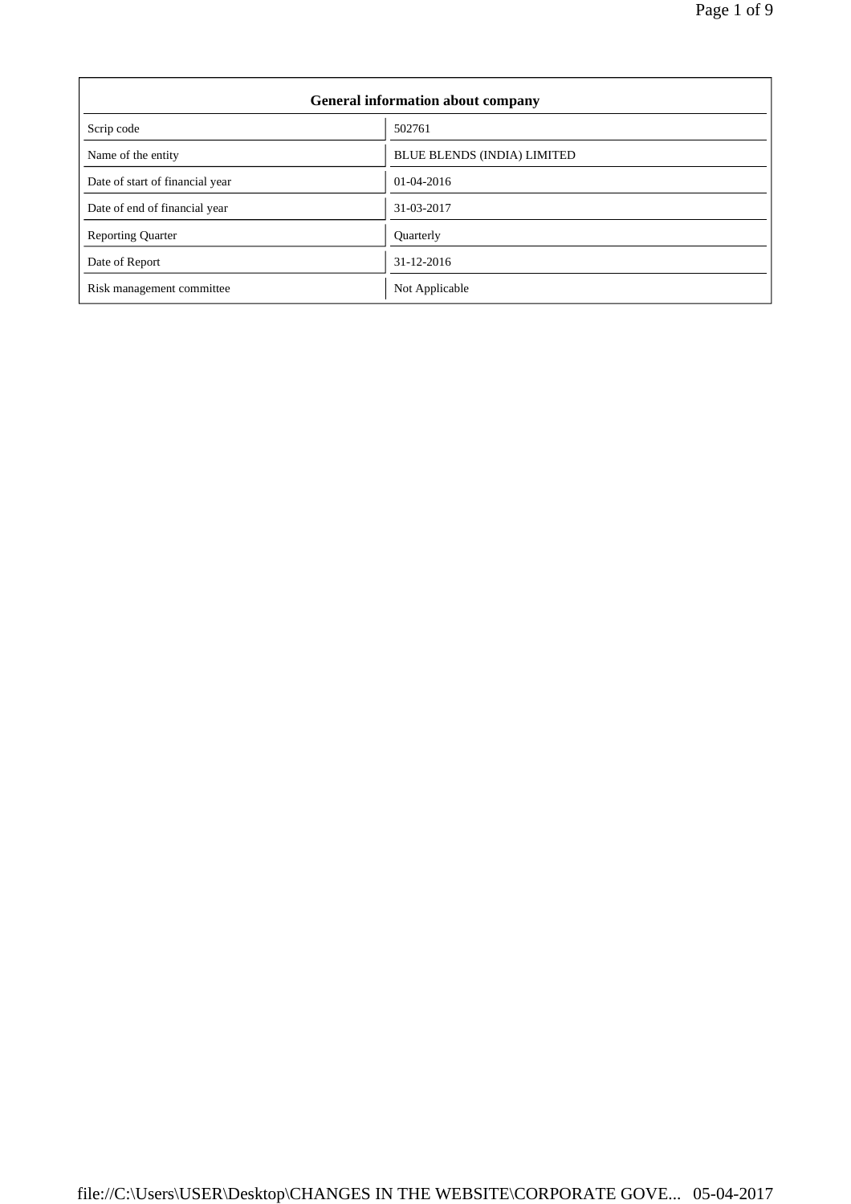| General information about company | |
|---|---|
| Scrip code | 502761 |
| Name of the entity | BLUE BLENDS (INDIA) LIMITED |
| Date of start of financial year | 01-04-2016 |
| Date of end of financial year | 31-03-2017 |
| Reporting Quarter | Quarterly |
| Date of Report | 31-12-2016 |
| Risk management committee | Not Applicable |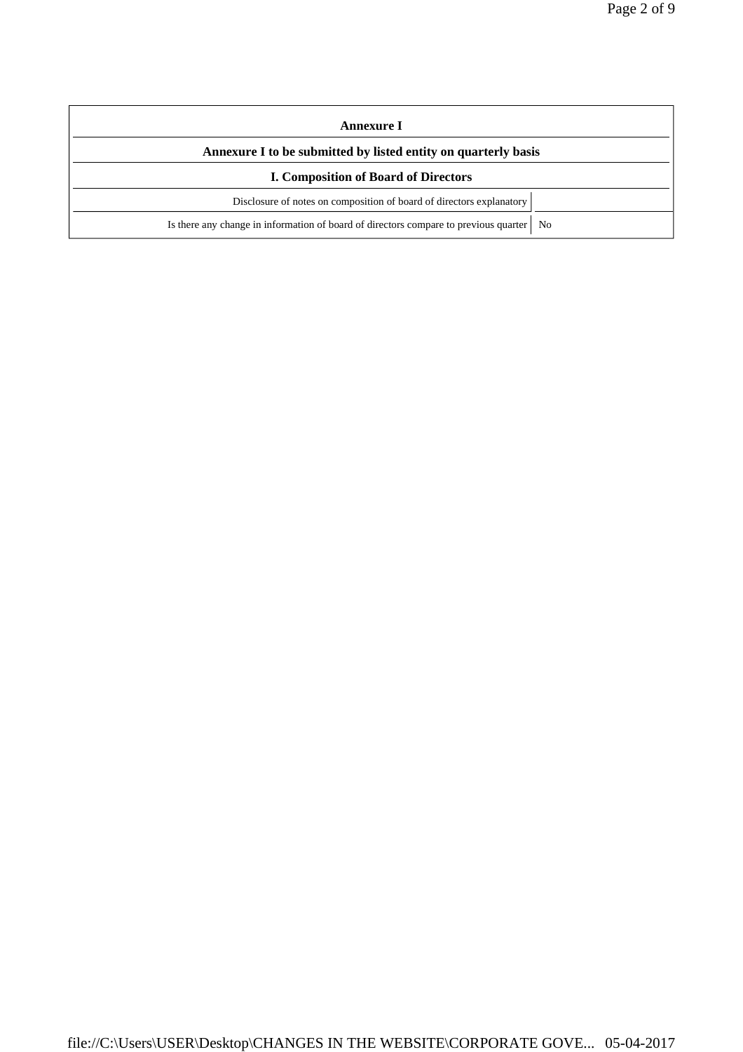## Annexure I

### Annexure I to be submitted by listed entity on quarterly basis

### I. Composition of Board of Directors

| | |
|---|---|
| Disclosure of notes on composition of board of directors explanatory | |
| Is there any change in information of board of directors compare to previous quarter | No |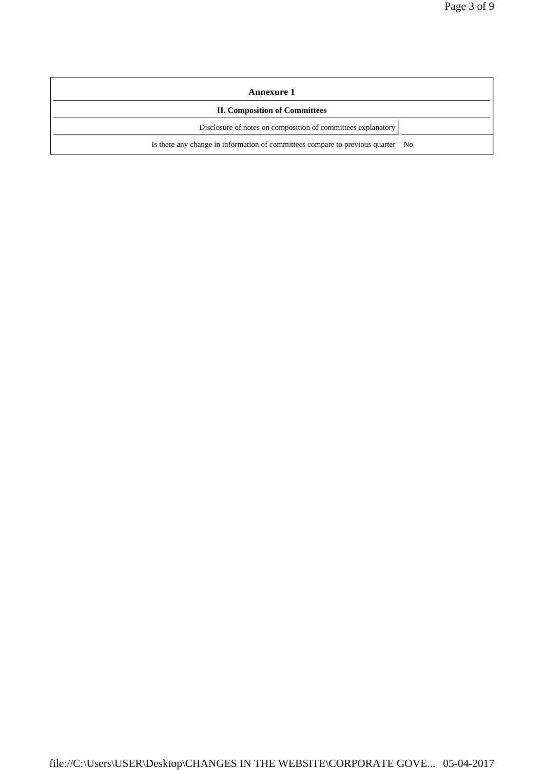## Annexure 1

### II. Composition of Committees

| | |
|---|---|
| Disclosure of notes on composition of committees explanatory | |
| Is there any change in information of committees compare to previous quarter | No |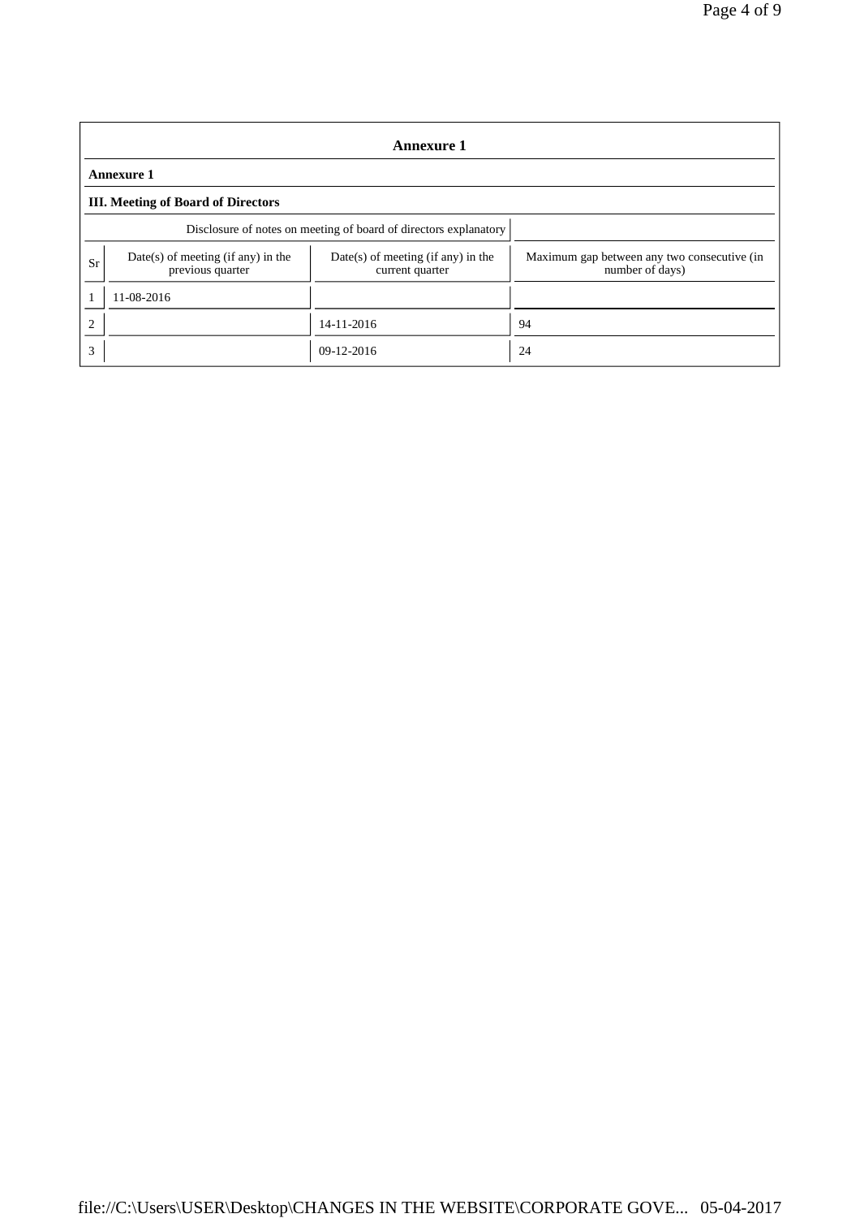## Annexure 1

**Annexure 1**

**III. Meeting of Board of Directors**

| Disclosure of notes on meeting of board of directors explanatory | | | |
|---|---|---|---|
| Sr | Date(s) of meeting (if any) in the previous quarter | Date(s) of meeting (if any) in the current quarter | Maximum gap between any two consecutive (in number of days) |
| 1 | 11-08-2016 | | |
| 2 | | 14-11-2016 | 94 |
| 3 | | 09-12-2016 | 24 |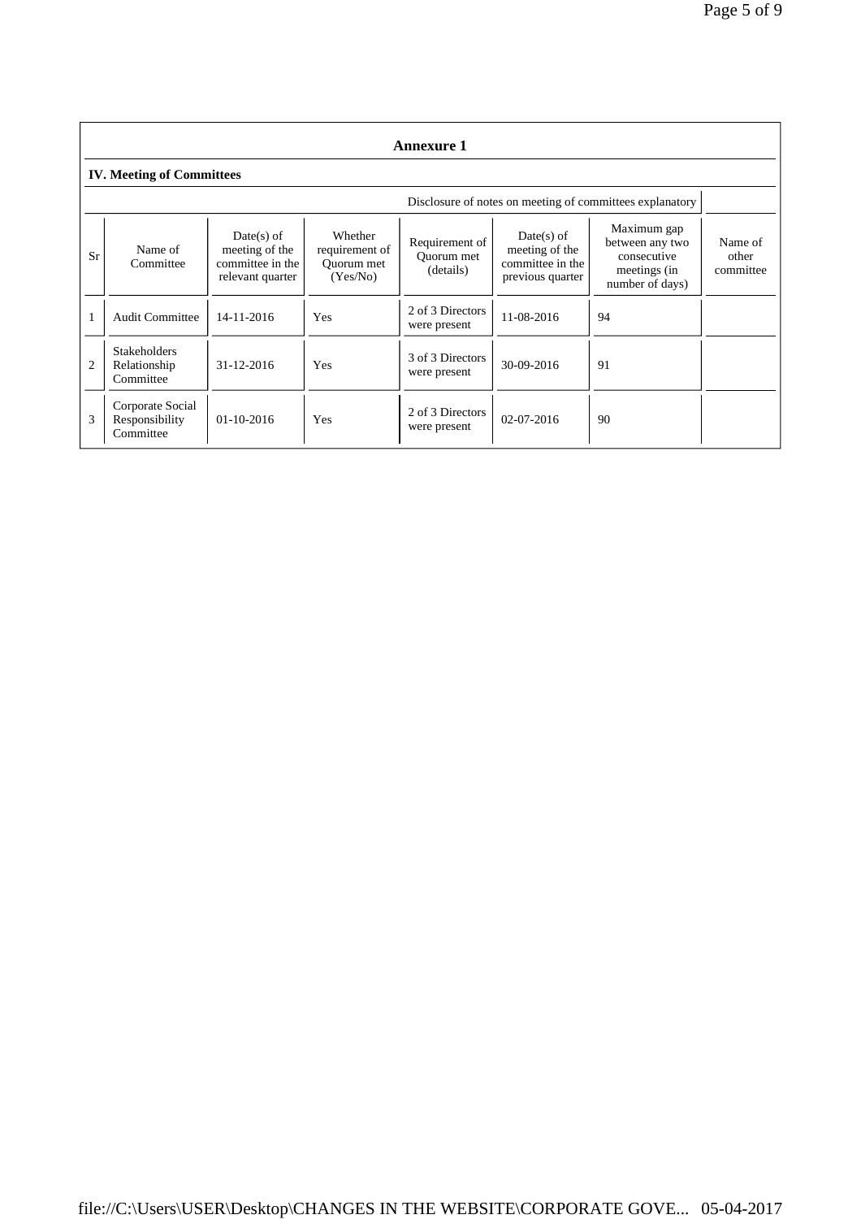## Annexure 1

### IV. Meeting of Committees

Disclosure of notes on meeting of committees explanatory

| Sr | Name of Committee | Date(s) of meeting of the committee in the relevant quarter | Whether requirement of Quorum met (Yes/No) | Requirement of Quorum met (details) | Date(s) of meeting of the committee in the previous quarter | Maximum gap between any two consecutive meetings (in number of days) | Name of other committee |
|---|---|---|---|---|---|---|---|
| 1 | Audit Committee | 14-11-2016 | Yes | 2 of 3 Directors were present | 11-08-2016 | 94 | |
| 2 | Stakeholders Relationship Committee | 31-12-2016 | Yes | 3 of 3 Directors were present | 30-09-2016 | 91 | |
| 3 | Corporate Social Responsibility Committee | 01-10-2016 | Yes | 2 of 3 Directors were present | 02-07-2016 | 90 | |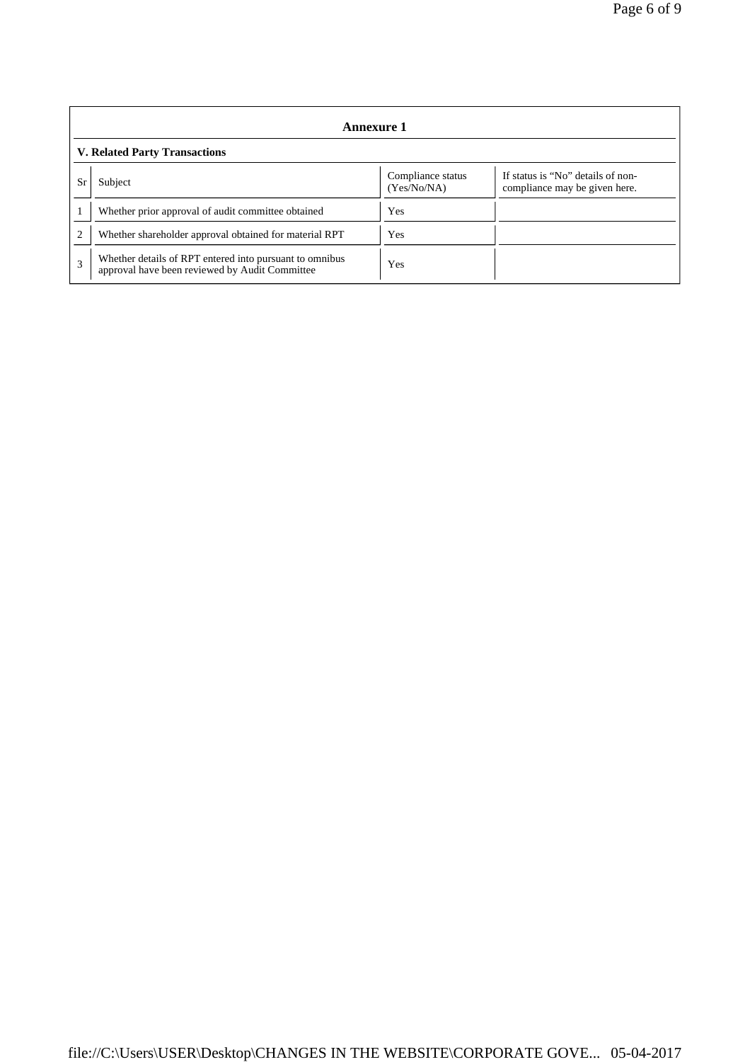## Annexure 1

### V. Related Party Transactions

| Sr | Subject | Compliance status (Yes/No/NA) | If status is "No" details of non-compliance may be given here. |
|---|---|---|---|
| 1 | Whether prior approval of audit committee obtained | Yes | |
| 2 | Whether shareholder approval obtained for material RPT | Yes | |
| 3 | Whether details of RPT entered into pursuant to omnibus approval have been reviewed by Audit Committee | Yes | |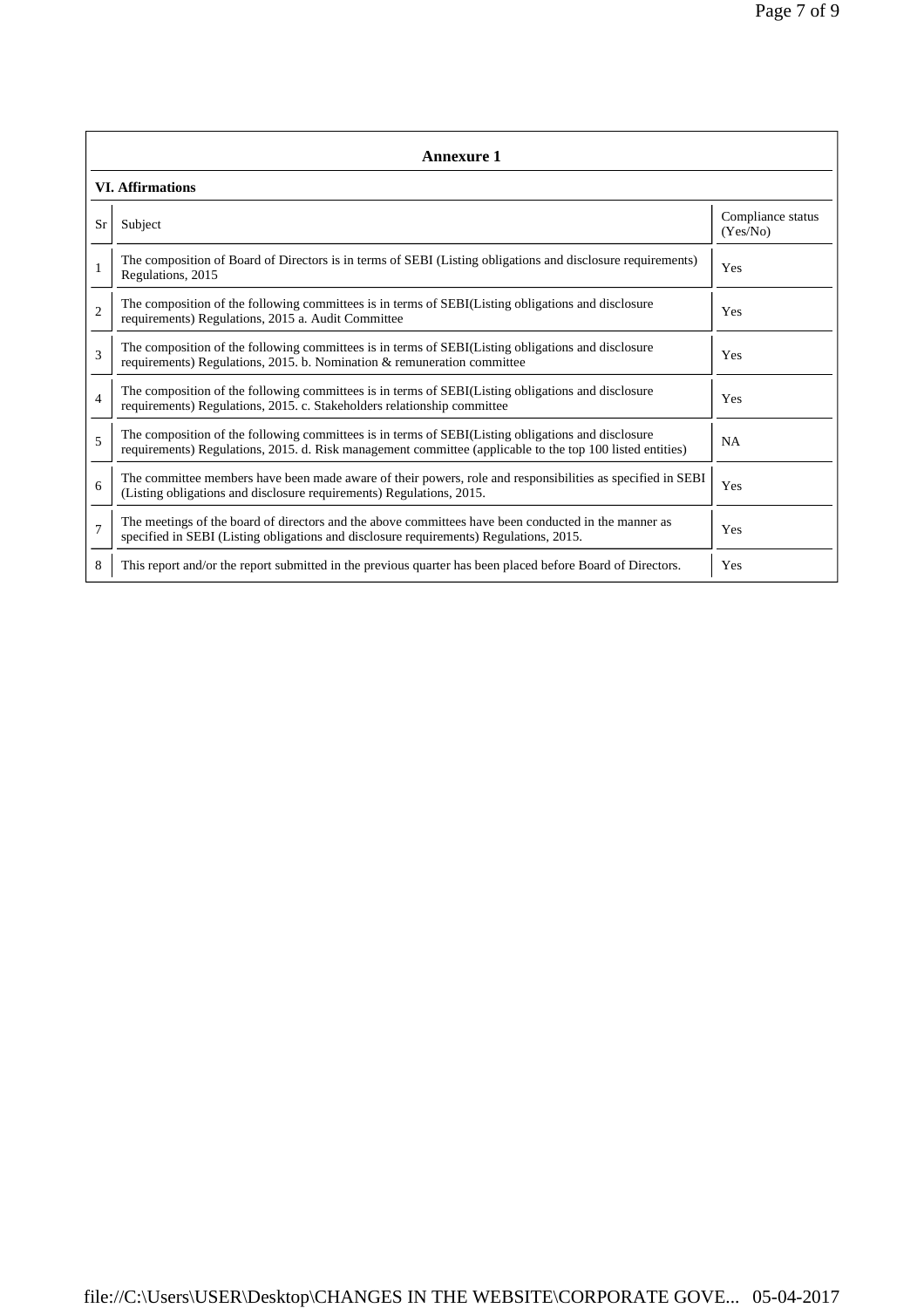## Annexure 1

### VI. Affirmations

| Sr | Subject | Compliance status (Yes/No) |
|---|---|---|
| 1 | The composition of Board of Directors is in terms of SEBI (Listing obligations and disclosure requirements) Regulations, 2015 | Yes |
| 2 | The composition of the following committees is in terms of SEBI(Listing obligations and disclosure requirements) Regulations, 2015 a. Audit Committee | Yes |
| 3 | The composition of the following committees is in terms of SEBI(Listing obligations and disclosure requirements) Regulations, 2015. b. Nomination & remuneration committee | Yes |
| 4 | The composition of the following committees is in terms of SEBI(Listing obligations and disclosure requirements) Regulations, 2015. c. Stakeholders relationship committee | Yes |
| 5 | The composition of the following committees is in terms of SEBI(Listing obligations and disclosure requirements) Regulations, 2015. d. Risk management committee (applicable to the top 100 listed entities) | NA |
| 6 | The committee members have been made aware of their powers, role and responsibilities as specified in SEBI (Listing obligations and disclosure requirements) Regulations, 2015. | Yes |
| 7 | The meetings of the board of directors and the above committees have been conducted in the manner as specified in SEBI (Listing obligations and disclosure requirements) Regulations, 2015. | Yes |
| 8 | This report and/or the report submitted in the previous quarter has been placed before Board of Directors. | Yes |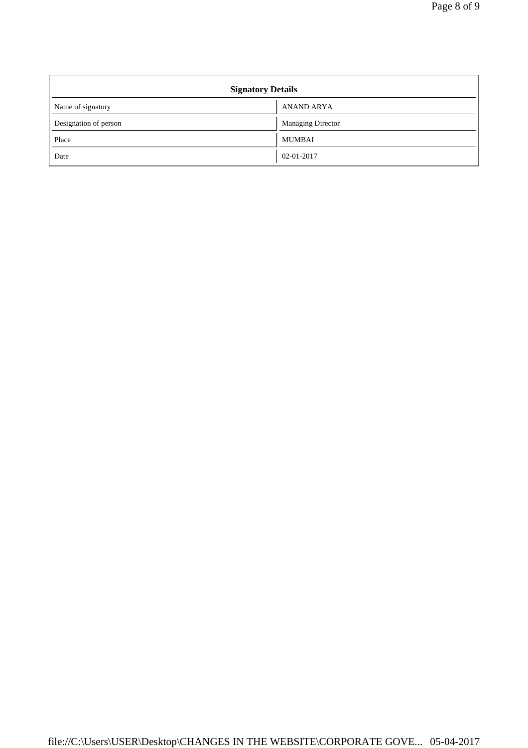| Signatory Details | |
|---|---|
| Name of signatory | ANAND ARYA |
| Designation of person | Managing Director |
| Place | MUMBAI |
| Date | 02-01-2017 |